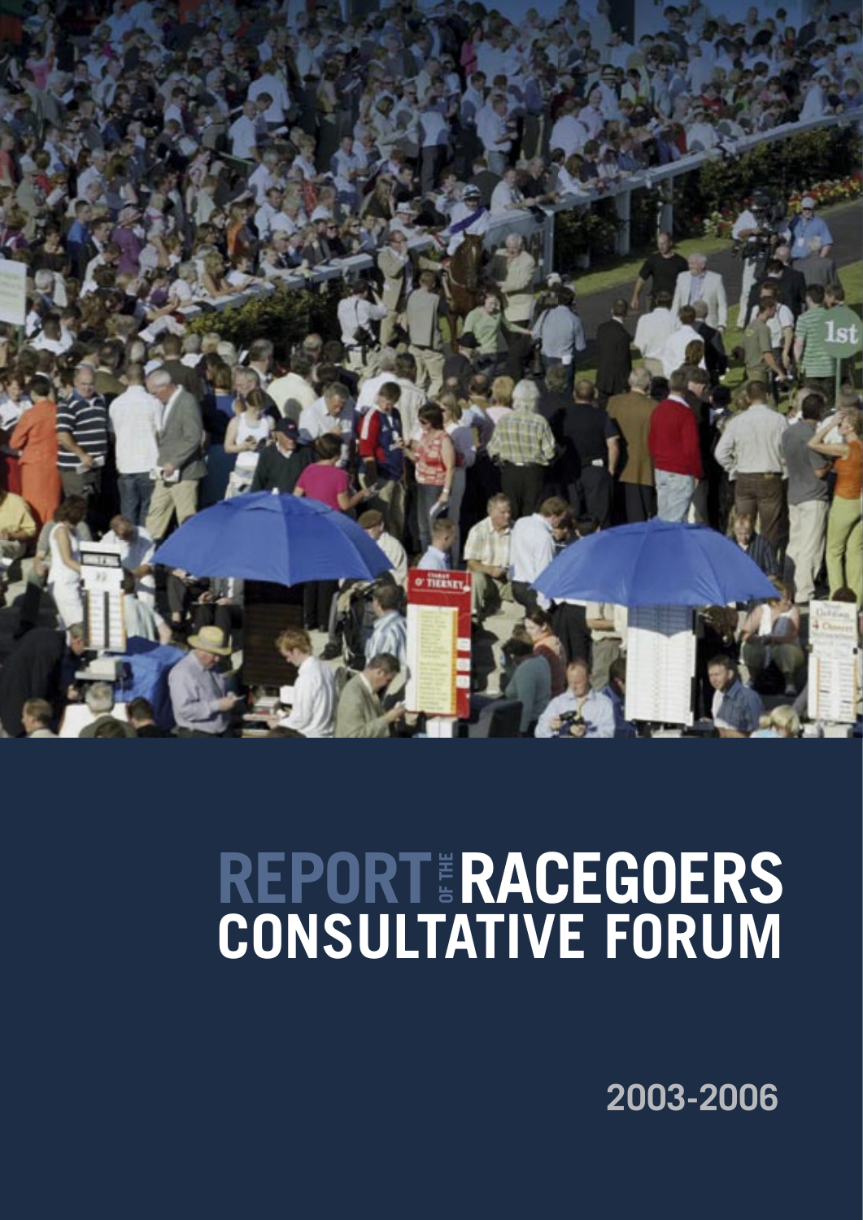# REPORT OF THE RACEGOERS CONSULTATIVE FORUM

2003-2006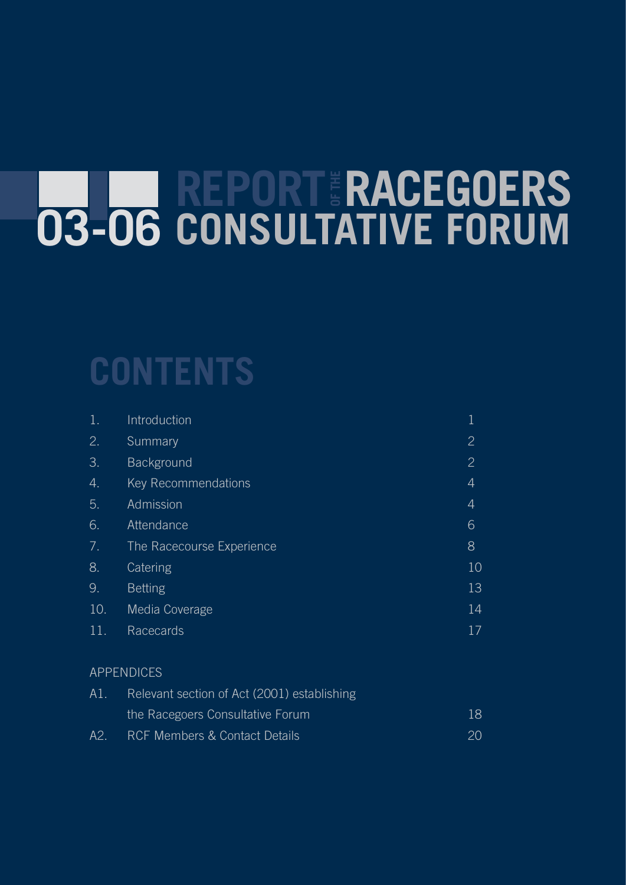# 03-06 REPORT OF THE RACEGOERS CONSULTATIVE FORUM

## CONTENTS

| | | |
|---|---|---|
| 1. | Introduction | 1 |
| 2. | Summary | 2 |
| 3. | Background | 2 |
| 4. | Key Recommendations | 4 |
| 5. | Admission | 4 |
| 6. | Attendance | 6 |
| 7. | The Racecourse Experience | 8 |
| 8. | Catering | 10 |
| 9. | Betting | 13 |
| 10. | Media Coverage | 14 |
| 11. | Racecards | 17 |

APPENDICES

| | | |
|---|---|---|
| A1. | Relevant section of Act (2001) establishing the Racegoers Consultative Forum | 18 |
| A2. | RCF Members & Contact Details | 20 |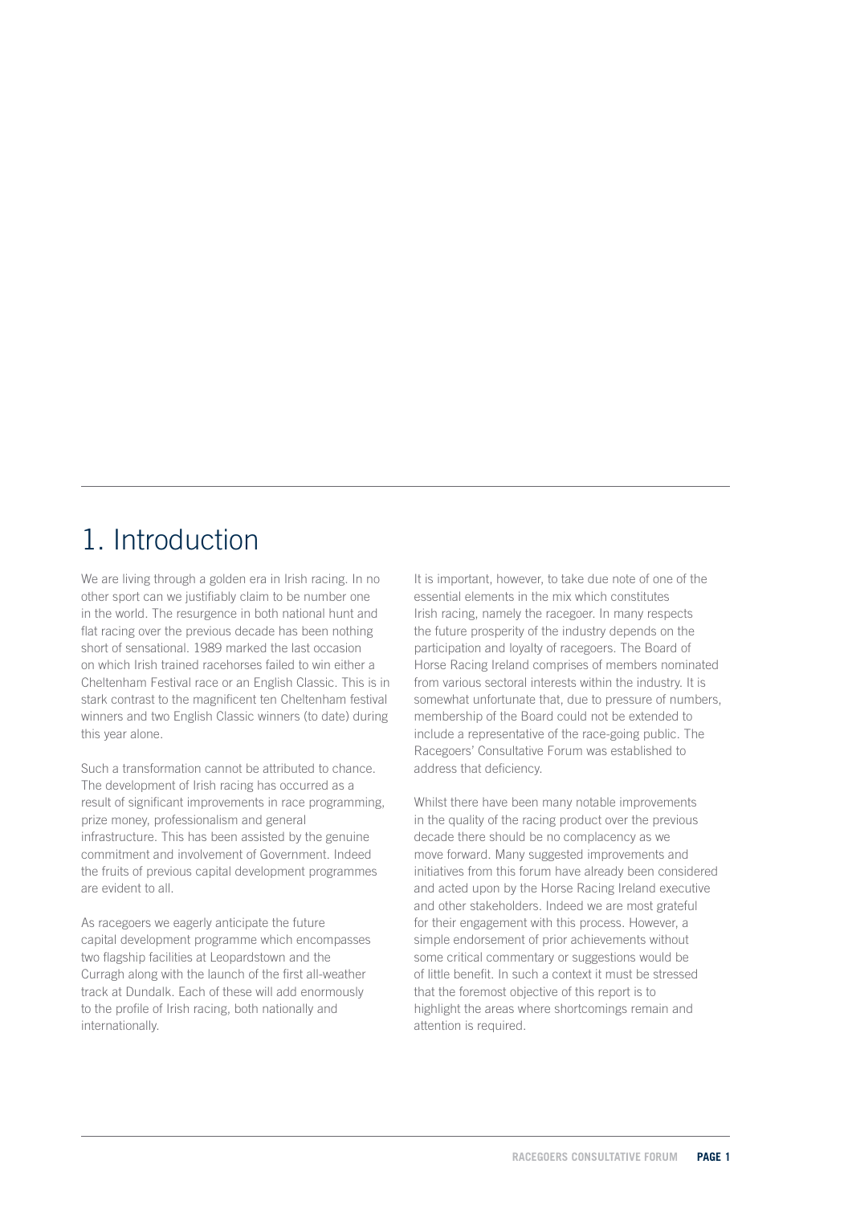# 1. Introduction

We are living through a golden era in Irish racing. In no other sport can we justifiably claim to be number one in the world. The resurgence in both national hunt and flat racing over the previous decade has been nothing short of sensational. 1989 marked the last occasion on which Irish trained racehorses failed to win either a Cheltenham Festival race or an English Classic. This is in stark contrast to the magnificent ten Cheltenham festival winners and two English Classic winners (to date) during this year alone.

Such a transformation cannot be attributed to chance. The development of Irish racing has occurred as a result of significant improvements in race programming, prize money, professionalism and general infrastructure. This has been assisted by the genuine commitment and involvement of Government. Indeed the fruits of previous capital development programmes are evident to all.

As racegoers we eagerly anticipate the future capital development programme which encompasses two flagship facilities at Leopardstown and the Curragh along with the launch of the first all-weather track at Dundalk. Each of these will add enormously to the profile of Irish racing, both nationally and internationally.

It is important, however, to take due note of one of the essential elements in the mix which constitutes Irish racing, namely the racegoer. In many respects the future prosperity of the industry depends on the participation and loyalty of racegoers. The Board of Horse Racing Ireland comprises of members nominated from various sectoral interests within the industry. It is somewhat unfortunate that, due to pressure of numbers, membership of the Board could not be extended to include a representative of the race-going public. The Racegoers' Consultative Forum was established to address that deficiency.

Whilst there have been many notable improvements in the quality of the racing product over the previous decade there should be no complacency as we move forward. Many suggested improvements and initiatives from this forum have already been considered and acted upon by the Horse Racing Ireland executive and other stakeholders. Indeed we are most grateful for their engagement with this process. However, a simple endorsement of prior achievements without some critical commentary or suggestions would be of little benefit. In such a context it must be stressed that the foremost objective of this report is to highlight the areas where shortcomings remain and attention is required.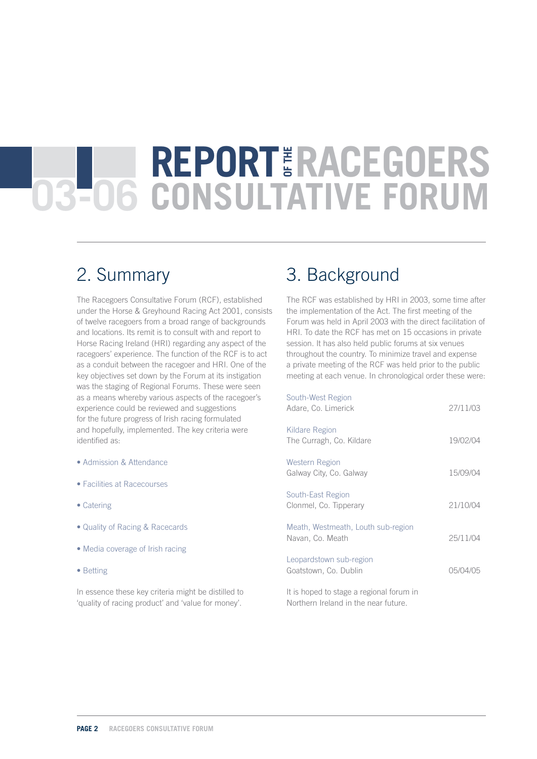# 03-06 REPORT OF THE RACEGOERS CONSULTATIVE FORUM

## 2. Summary

The Racegoers Consultative Forum (RCF), established under the Horse & Greyhound Racing Act 2001, consists of twelve racegoers from a broad range of backgrounds and locations. Its remit is to consult with and report to Horse Racing Ireland (HRI) regarding any aspect of the racegoers' experience. The function of the RCF is to act as a conduit between the racegoer and HRI. One of the key objectives set down by the Forum at its instigation was the staging of Regional Forums. These were seen as a means whereby various aspects of the racegoer's experience could be reviewed and suggestions for the future progress of Irish racing formulated and hopefully, implemented. The key criteria were identified as:

- Admission & Attendance
- Facilities at Racecourses
- Catering
- Quality of Racing & Racecards
- Media coverage of Irish racing
- Betting

In essence these key criteria might be distilled to 'quality of racing product' and 'value for money'.

## 3. Background

The RCF was established by HRI in 2003, some time after the implementation of the Act. The first meeting of the Forum was held in April 2003 with the direct facilitation of HRI. To date the RCF has met on 15 occasions in private session. It has also held public forums at six venues throughout the country. To minimize travel and expense a private meeting of the RCF was held prior to the public meeting at each venue. In chronological order these were:

| Region / Venue | Date |
|---|---|
| South-West Region<br>Adare, Co. Limerick | 27/11/03 |
| Kildare Region<br>The Curragh, Co. Kildare | 19/02/04 |
| Western Region<br>Galway City, Co. Galway | 15/09/04 |
| South-East Region<br>Clonmel, Co. Tipperary | 21/10/04 |
| Meath, Westmeath, Louth sub-region<br>Navan, Co. Meath | 25/11/04 |
| Leopardstown sub-region<br>Goatstown, Co. Dublin | 05/04/05 |

It is hoped to stage a regional forum in Northern Ireland in the near future.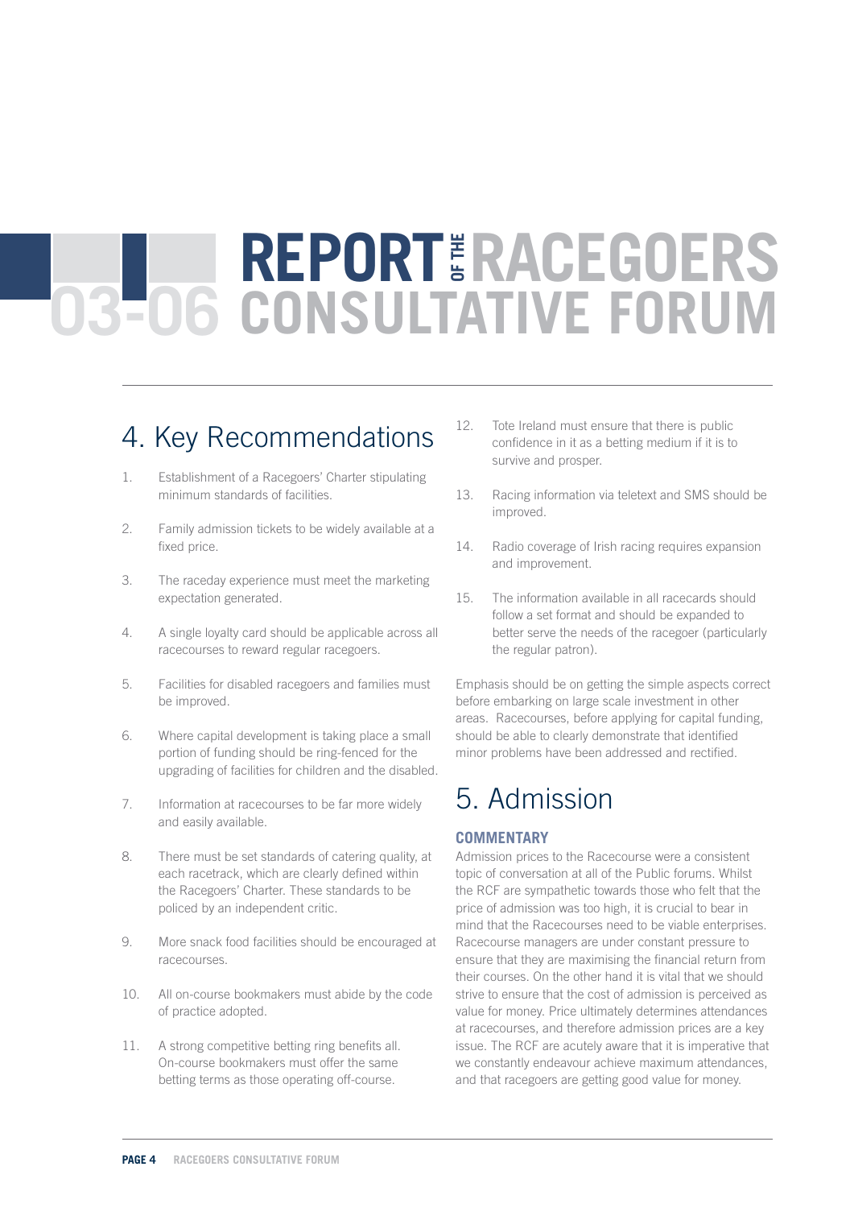# REPORT OF THE RACEGOERS CONSULTATIVE FORUM 03-06

## 4. Key Recommendations

1. Establishment of a Racegoers' Charter stipulating minimum standards of facilities.
2. Family admission tickets to be widely available at a fixed price.
3. The raceday experience must meet the marketing expectation generated.
4. A single loyalty card should be applicable across all racecourses to reward regular racegoers.
5. Facilities for disabled racegoers and families must be improved.
6. Where capital development is taking place a small portion of funding should be ring-fenced for the upgrading of facilities for children and the disabled.
7. Information at racecourses to be far more widely and easily available.
8. There must be set standards of catering quality, at each racetrack, which are clearly defined within the Racegoers' Charter. These standards to be policed by an independent critic.
9. More snack food facilities should be encouraged at racecourses.
10. All on-course bookmakers must abide by the code of practice adopted.
11. A strong competitive betting ring benefits all. On-course bookmakers must offer the same betting terms as those operating off-course.
12. Tote Ireland must ensure that there is public confidence in it as a betting medium if it is to survive and prosper.
13. Racing information via teletext and SMS should be improved.
14. Radio coverage of Irish racing requires expansion and improvement.
15. The information available in all racecards should follow a set format and should be expanded to better serve the needs of the racegoer (particularly the regular patron).

Emphasis should be on getting the simple aspects correct before embarking on large scale investment in other areas. Racecourses, before applying for capital funding, should be able to clearly demonstrate that identified minor problems have been addressed and rectified.

## 5. Admission

### COMMENTARY

Admission prices to the Racecourse were a consistent topic of conversation at all of the Public forums. Whilst the RCF are sympathetic towards those who felt that the price of admission was too high, it is crucial to bear in mind that the Racecourses need to be viable enterprises. Racecourse managers are under constant pressure to ensure that they are maximising the financial return from their courses. On the other hand it is vital that we should strive to ensure that the cost of admission is perceived as value for money. Price ultimately determines attendances at racecourses, and therefore admission prices are a key issue. The RCF are acutely aware that it is imperative that we constantly endeavour achieve maximum attendances, and that racegoers are getting good value for money.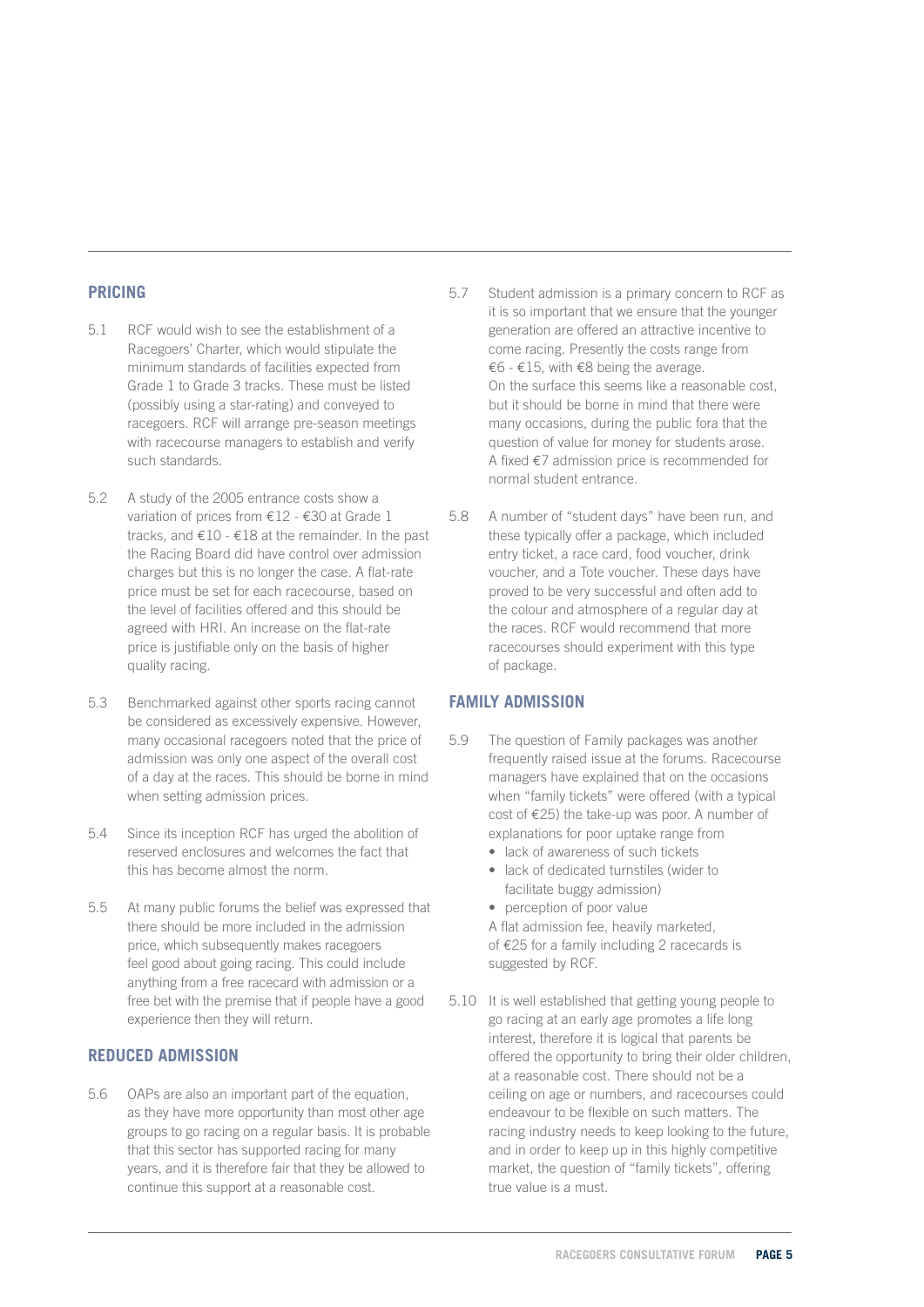## PRICING

5.1 RCF would wish to see the establishment of a Racegoers' Charter, which would stipulate the minimum standards of facilities expected from Grade 1 to Grade 3 tracks. These must be listed (possibly using a star-rating) and conveyed to racegoers. RCF will arrange pre-season meetings with racecourse managers to establish and verify such standards.

5.2 A study of the 2005 entrance costs show a variation of prices from €12 - €30 at Grade 1 tracks, and €10 - €18 at the remainder. In the past the Racing Board did have control over admission charges but this is no longer the case. A flat-rate price must be set for each racecourse, based on the level of facilities offered and this should be agreed with HRI. An increase on the flat-rate price is justifiable only on the basis of higher quality racing.

5.3 Benchmarked against other sports racing cannot be considered as excessively expensive. However, many occasional racegoers noted that the price of admission was only one aspect of the overall cost of a day at the races. This should be borne in mind when setting admission prices.

5.4 Since its inception RCF has urged the abolition of reserved enclosures and welcomes the fact that this has become almost the norm.

5.5 At many public forums the belief was expressed that there should be more included in the admission price, which subsequently makes racegoers feel good about going racing. This could include anything from a free racecard with admission or a free bet with the premise that if people have a good experience then they will return.

## REDUCED ADMISSION

5.6 OAPs are also an important part of the equation, as they have more opportunity than most other age groups to go racing on a regular basis. It is probable that this sector has supported racing for many years, and it is therefore fair that they be allowed to continue this support at a reasonable cost.

5.7 Student admission is a primary concern to RCF as it is so important that we ensure that the younger generation are offered an attractive incentive to come racing. Presently the costs range from €6 - €15, with €8 being the average. On the surface this seems like a reasonable cost, but it should be borne in mind that there were many occasions, during the public fora that the question of value for money for students arose. A fixed €7 admission price is recommended for normal student entrance.

5.8 A number of "student days" have been run, and these typically offer a package, which included entry ticket, a race card, food voucher, drink voucher, and a Tote voucher. These days have proved to be very successful and often add to the colour and atmosphere of a regular day at the races. RCF would recommend that more racecourses should experiment with this type of package.

## FAMILY ADMISSION

5.9 The question of Family packages was another frequently raised issue at the forums. Racecourse managers have explained that on the occasions when "family tickets" were offered (with a typical cost of €25) the take-up was poor. A number of explanations for poor uptake range from

- lack of awareness of such tickets
- lack of dedicated turnstiles (wider to facilitate buggy admission)
- perception of poor value

A flat admission fee, heavily marketed, of €25 for a family including 2 racecards is suggested by RCF.

5.10 It is well established that getting young people to go racing at an early age promotes a life long interest, therefore it is logical that parents be offered the opportunity to bring their older children, at a reasonable cost. There should not be a ceiling on age or numbers, and racecourses could endeavour to be flexible on such matters. The racing industry needs to keep looking to the future, and in order to keep up in this highly competitive market, the question of "family tickets", offering true value is a must.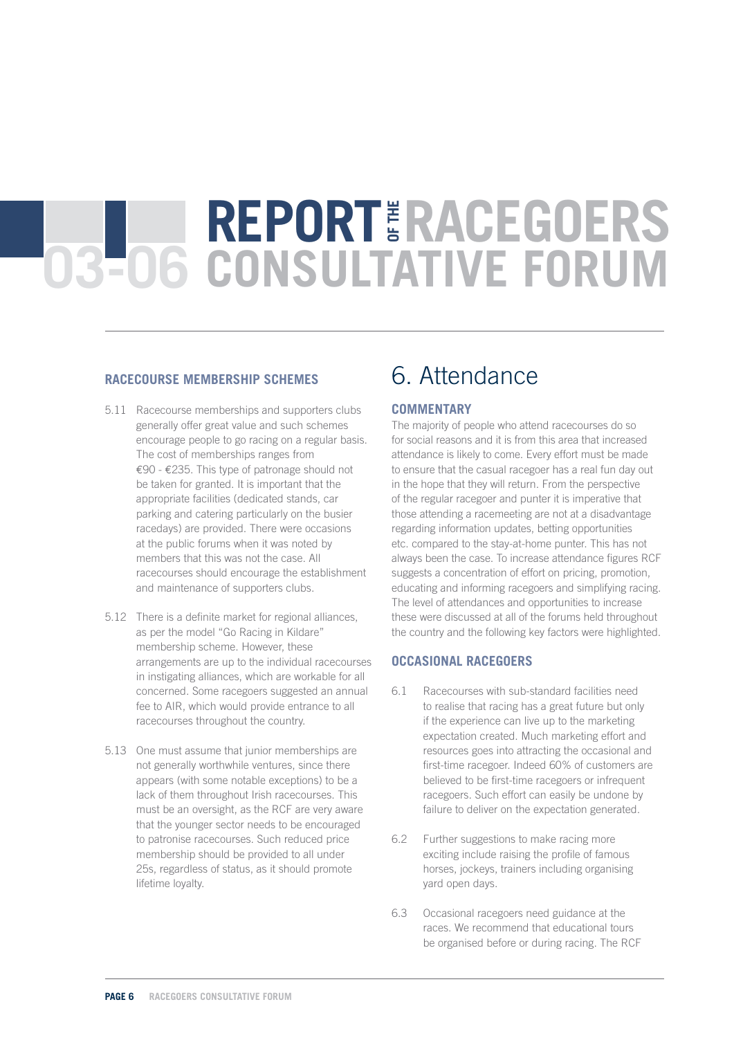### RACECOURSE MEMBERSHIP SCHEMES

5.11 Racecourse memberships and supporters clubs generally offer great value and such schemes encourage people to go racing on a regular basis. The cost of memberships ranges from €90 - €235. This type of patronage should not be taken for granted. It is important that the appropriate facilities (dedicated stands, car parking and catering particularly on the busier racedays) are provided. There were occasions at the public forums when it was noted by members that this was not the case. All racecourses should encourage the establishment and maintenance of supporters clubs.

5.12 There is a definite market for regional alliances, as per the model "Go Racing in Kildare" membership scheme. However, these arrangements are up to the individual racecourses in instigating alliances, which are workable for all concerned. Some racegoers suggested an annual fee to AIR, which would provide entrance to all racecourses throughout the country.

5.13 One must assume that junior memberships are not generally worthwhile ventures, since there appears (with some notable exceptions) to be a lack of them throughout Irish racecourses. This must be an oversight, as the RCF are very aware that the younger sector needs to be encouraged to patronise racecourses. Such reduced price membership should be provided to all under 25s, regardless of status, as it should promote lifetime loyalty.

# 6. Attendance

### COMMENTARY

The majority of people who attend racecourses do so for social reasons and it is from this area that increased attendance is likely to come. Every effort must be made to ensure that the casual racegoer has a real fun day out in the hope that they will return. From the perspective of the regular racegoer and punter it is imperative that those attending a racemeeting are not at a disadvantage regarding information updates, betting opportunities etc. compared to the stay-at-home punter. This has not always been the case. To increase attendance figures RCF suggests a concentration of effort on pricing, promotion, educating and informing racegoers and simplifying racing. The level of attendances and opportunities to increase these were discussed at all of the forums held throughout the country and the following key factors were highlighted.

### OCCASIONAL RACEGOERS

6.1 Racecourses with sub-standard facilities need to realise that racing has a great future but only if the experience can live up to the marketing expectation created. Much marketing effort and resources goes into attracting the occasional and first-time racegoer. Indeed 60% of customers are believed to be first-time racegoers or infrequent racegoers. Such effort can easily be undone by failure to deliver on the expectation generated.

6.2 Further suggestions to make racing more exciting include raising the profile of famous horses, jockeys, trainers including organising yard open days.

6.3 Occasional racegoers need guidance at the races. We recommend that educational tours be organised before or during racing. The RCF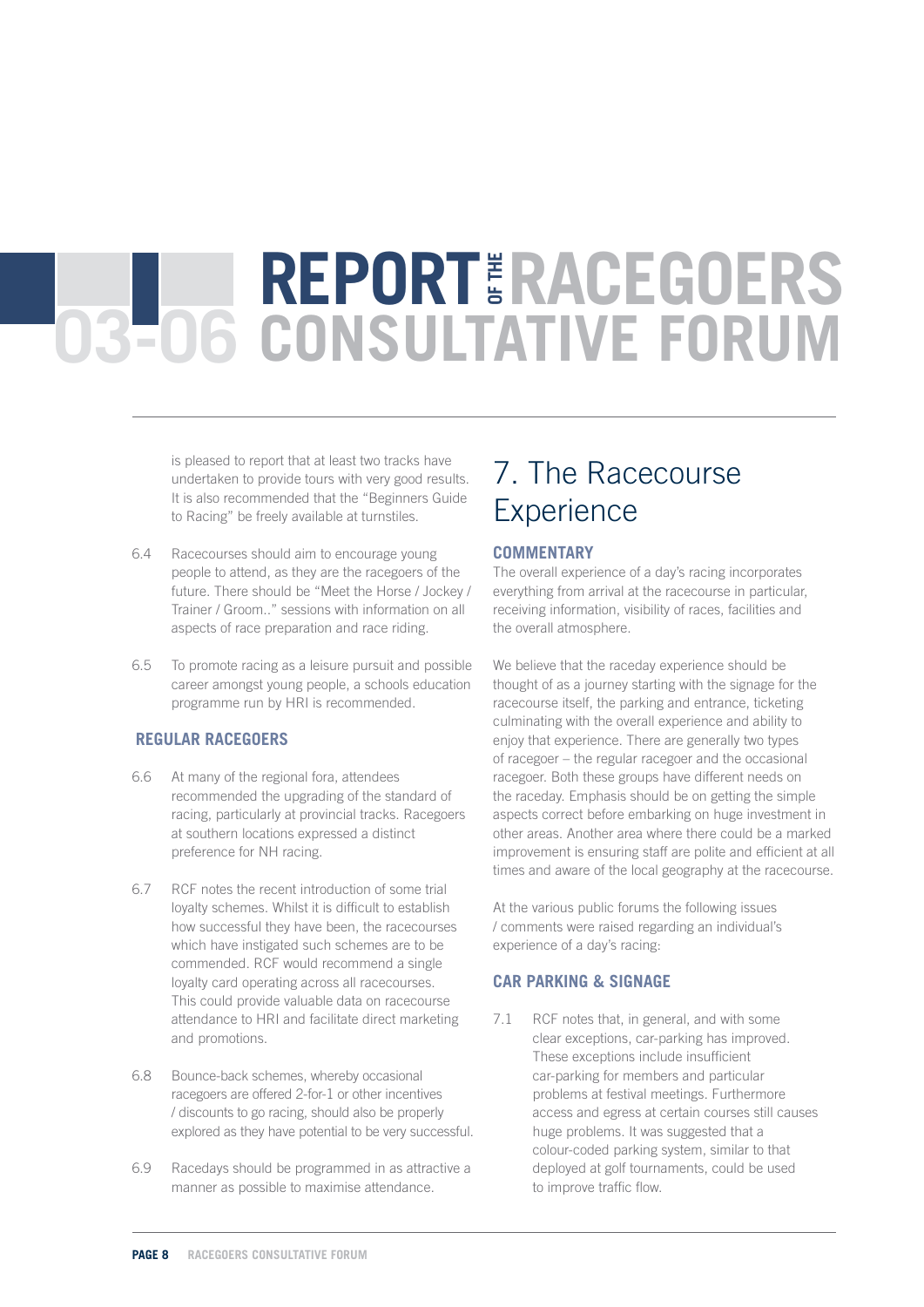is pleased to report that at least two tracks have undertaken to provide tours with very good results. It is also recommended that the "Beginners Guide to Racing" be freely available at turnstiles.

6.4 Racecourses should aim to encourage young people to attend, as they are the racegoers of the future. There should be "Meet the Horse / Jockey / Trainer / Groom.." sessions with information on all aspects of race preparation and race riding.

6.5 To promote racing as a leisure pursuit and possible career amongst young people, a schools education programme run by HRI is recommended.

### REGULAR RACEGOERS

6.6 At many of the regional fora, attendees recommended the upgrading of the standard of racing, particularly at provincial tracks. Racegoers at southern locations expressed a distinct preference for NH racing.

6.7 RCF notes the recent introduction of some trial loyalty schemes. Whilst it is difficult to establish how successful they have been, the racecourses which have instigated such schemes are to be commended. RCF would recommend a single loyalty card operating across all racecourses. This could provide valuable data on racecourse attendance to HRI and facilitate direct marketing and promotions.

6.8 Bounce-back schemes, whereby occasional racegoers are offered 2-for-1 or other incentives / discounts to go racing, should also be properly explored as they have potential to be very successful.

6.9 Racedays should be programmed in as attractive a manner as possible to maximise attendance.

## 7. The Racecourse Experience

### COMMENTARY

The overall experience of a day's racing incorporates everything from arrival at the racecourse in particular, receiving information, visibility of races, facilities and the overall atmosphere.

We believe that the raceday experience should be thought of as a journey starting with the signage for the racecourse itself, the parking and entrance, ticketing culminating with the overall experience and ability to enjoy that experience. There are generally two types of racegoer – the regular racegoer and the occasional racegoer. Both these groups have different needs on the raceday. Emphasis should be on getting the simple aspects correct before embarking on huge investment in other areas. Another area where there could be a marked improvement is ensuring staff are polite and efficient at all times and aware of the local geography at the racecourse.

At the various public forums the following issues / comments were raised regarding an individual's experience of a day's racing:

### CAR PARKING & SIGNAGE

7.1 RCF notes that, in general, and with some clear exceptions, car-parking has improved. These exceptions include insufficient car-parking for members and particular problems at festival meetings. Furthermore access and egress at certain courses still causes huge problems. It was suggested that a colour-coded parking system, similar to that deployed at golf tournaments, could be used to improve traffic flow.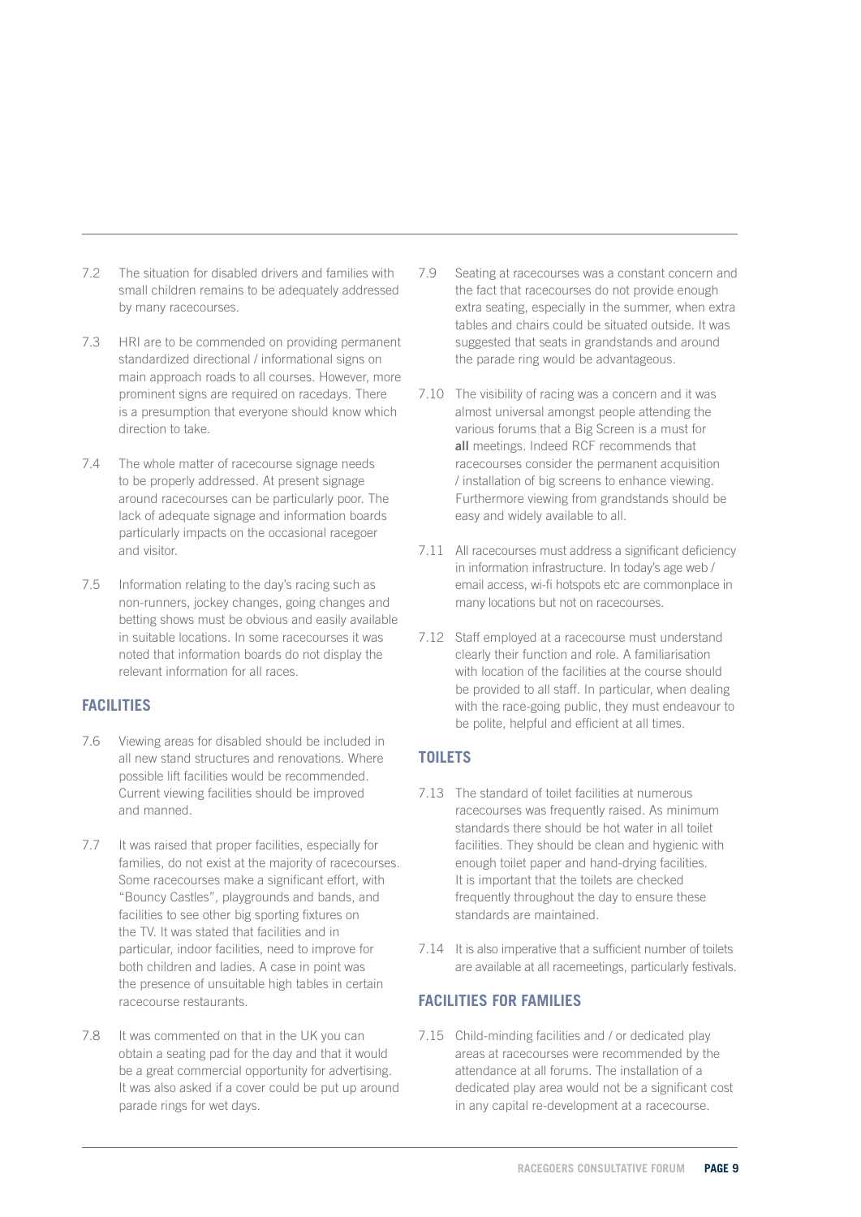7.2 The situation for disabled drivers and families with small children remains to be adequately addressed by many racecourses.

7.3 HRI are to be commended on providing permanent standardized directional / informational signs on main approach roads to all courses. However, more prominent signs are required on racedays. There is a presumption that everyone should know which direction to take.

7.4 The whole matter of racecourse signage needs to be properly addressed. At present signage around racecourses can be particularly poor. The lack of adequate signage and information boards particularly impacts on the occasional racegoer and visitor.

7.5 Information relating to the day's racing such as non-runners, jockey changes, going changes and betting shows must be obvious and easily available in suitable locations. In some racecourses it was noted that information boards do not display the relevant information for all races.

## FACILITIES

7.6 Viewing areas for disabled should be included in all new stand structures and renovations. Where possible lift facilities would be recommended. Current viewing facilities should be improved and manned.

7.7 It was raised that proper facilities, especially for families, do not exist at the majority of racecourses. Some racecourses make a significant effort, with "Bouncy Castles", playgrounds and bands, and facilities to see other big sporting fixtures on the TV. It was stated that facilities and in particular, indoor facilities, need to improve for both children and ladies. A case in point was the presence of unsuitable high tables in certain racecourse restaurants.

7.8 It was commented on that in the UK you can obtain a seating pad for the day and that it would be a great commercial opportunity for advertising. It was also asked if a cover could be put up around parade rings for wet days.

7.9 Seating at racecourses was a constant concern and the fact that racecourses do not provide enough extra seating, especially in the summer, when extra tables and chairs could be situated outside. It was suggested that seats in grandstands and around the parade ring would be advantageous.

7.10 The visibility of racing was a concern and it was almost universal amongst people attending the various forums that a Big Screen is a must for **all** meetings. Indeed RCF recommends that racecourses consider the permanent acquisition / installation of big screens to enhance viewing. Furthermore viewing from grandstands should be easy and widely available to all.

7.11 All racecourses must address a significant deficiency in information infrastructure. In today's age web / email access, wi-fi hotspots etc are commonplace in many locations but not on racecourses.

7.12 Staff employed at a racecourse must understand clearly their function and role. A familiarisation with location of the facilities at the course should be provided to all staff. In particular, when dealing with the race-going public, they must endeavour to be polite, helpful and efficient at all times.

## TOILETS

7.13 The standard of toilet facilities at numerous racecourses was frequently raised. As minimum standards there should be hot water in all toilet facilities. They should be clean and hygienic with enough toilet paper and hand-drying facilities. It is important that the toilets are checked frequently throughout the day to ensure these standards are maintained.

7.14 It is also imperative that a sufficient number of toilets are available at all racemeetings, particularly festivals.

## FACILITIES FOR FAMILIES

7.15 Child-minding facilities and / or dedicated play areas at racecourses were recommended by the attendance at all forums. The installation of a dedicated play area would not be a significant cost in any capital re-development at a racecourse.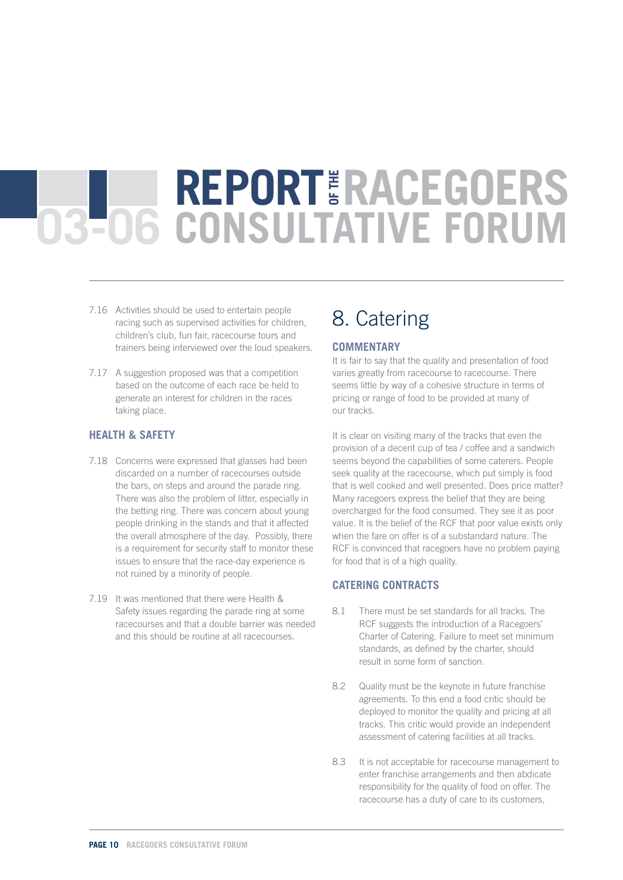7.16 Activities should be used to entertain people racing such as supervised activities for children, children's club, fun fair, racecourse tours and trainers being interviewed over the loud speakers.

7.17 A suggestion proposed was that a competition based on the outcome of each race be held to generate an interest for children in the races taking place.

### HEALTH & SAFETY

7.18 Concerns were expressed that glasses had been discarded on a number of racecourses outside the bars, on steps and around the parade ring. There was also the problem of litter, especially in the betting ring. There was concern about young people drinking in the stands and that it affected the overall atmosphere of the day. Possibly, there is a requirement for security staff to monitor these issues to ensure that the race-day experience is not ruined by a minority of people.

7.19 It was mentioned that there were Health & Safety issues regarding the parade ring at some racecourses and that a double barrier was needed and this should be routine at all racecourses.

## 8. Catering

### COMMENTARY

It is fair to say that the quality and presentation of food varies greatly from racecourse to racecourse. There seems little by way of a cohesive structure in terms of pricing or range of food to be provided at many of our tracks.

It is clear on visiting many of the tracks that even the provision of a decent cup of tea / coffee and a sandwich seems beyond the capabilities of some caterers. People seek quality at the racecourse, which put simply is food that is well cooked and well presented. Does price matter? Many racegoers express the belief that they are being overcharged for the food consumed. They see it as poor value. It is the belief of the RCF that poor value exists only when the fare on offer is of a substandard nature. The RCF is convinced that racegoers have no problem paying for food that is of a high quality.

### CATERING CONTRACTS

8.1 There must be set standards for all tracks. The RCF suggests the introduction of a Racegoers' Charter of Catering. Failure to meet set minimum standards, as defined by the charter, should result in some form of sanction.

8.2 Quality must be the keynote in future franchise agreements. To this end a food critic should be deployed to monitor the quality and pricing at all tracks. This critic would provide an independent assessment of catering facilities at all tracks.

8.3 It is not acceptable for racecourse management to enter franchise arrangements and then abdicate responsibility for the quality of food on offer. The racecourse has a duty of care to its customers,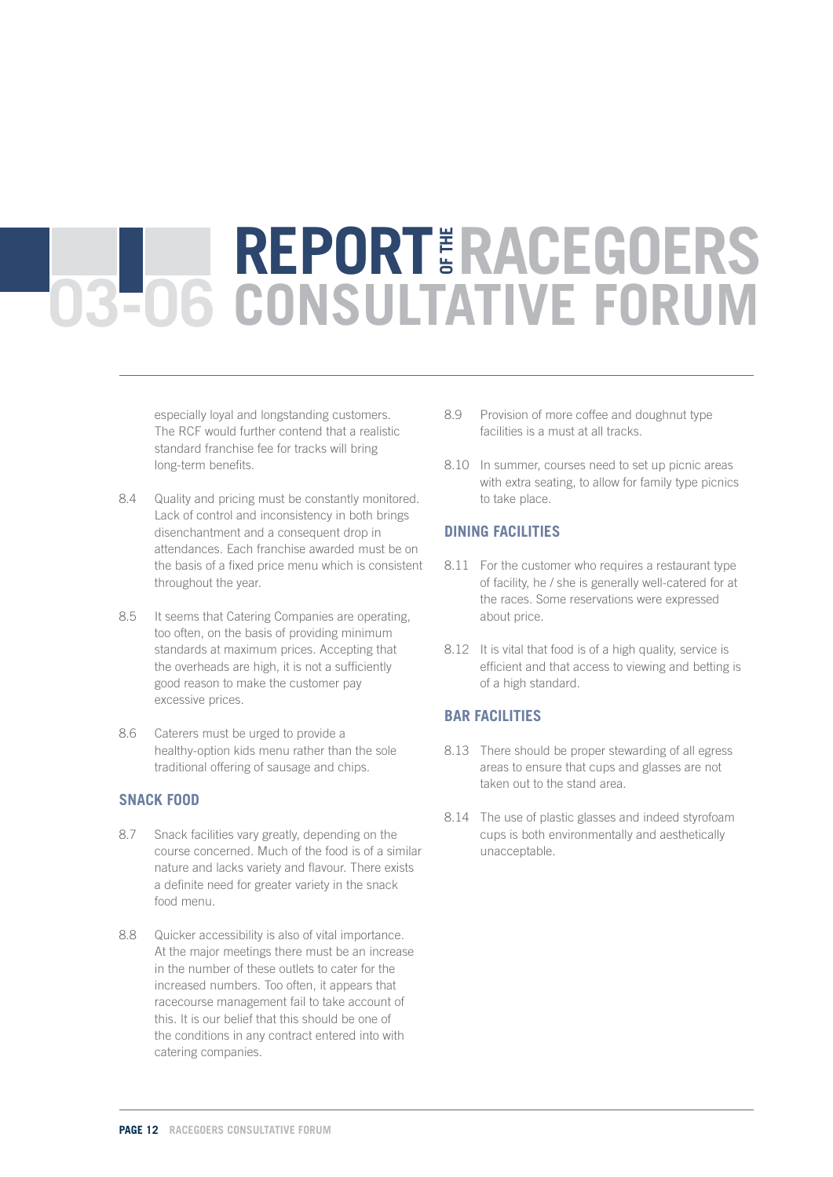especially loyal and longstanding customers. The RCF would further contend that a realistic standard franchise fee for tracks will bring long-term benefits.

8.4 Quality and pricing must be constantly monitored. Lack of control and inconsistency in both brings disenchantment and a consequent drop in attendances. Each franchise awarded must be on the basis of a fixed price menu which is consistent throughout the year.

8.5 It seems that Catering Companies are operating, too often, on the basis of providing minimum standards at maximum prices. Accepting that the overheads are high, it is not a sufficiently good reason to make the customer pay excessive prices.

8.6 Caterers must be urged to provide a healthy-option kids menu rather than the sole traditional offering of sausage and chips.

### SNACK FOOD

8.7 Snack facilities vary greatly, depending on the course concerned. Much of the food is of a similar nature and lacks variety and flavour. There exists a definite need for greater variety in the snack food menu.

8.8 Quicker accessibility is also of vital importance. At the major meetings there must be an increase in the number of these outlets to cater for the increased numbers. Too often, it appears that racecourse management fail to take account of this. It is our belief that this should be one of the conditions in any contract entered into with catering companies.

8.9 Provision of more coffee and doughnut type facilities is a must at all tracks.

8.10 In summer, courses need to set up picnic areas with extra seating, to allow for family type picnics to take place.

### DINING FACILITIES

8.11 For the customer who requires a restaurant type of facility, he / she is generally well-catered for at the races. Some reservations were expressed about price.

8.12 It is vital that food is of a high quality, service is efficient and that access to viewing and betting is of a high standard.

### BAR FACILITIES

8.13 There should be proper stewarding of all egress areas to ensure that cups and glasses are not taken out to the stand area.

8.14 The use of plastic glasses and indeed styrofoam cups is both environmentally and aesthetically unacceptable.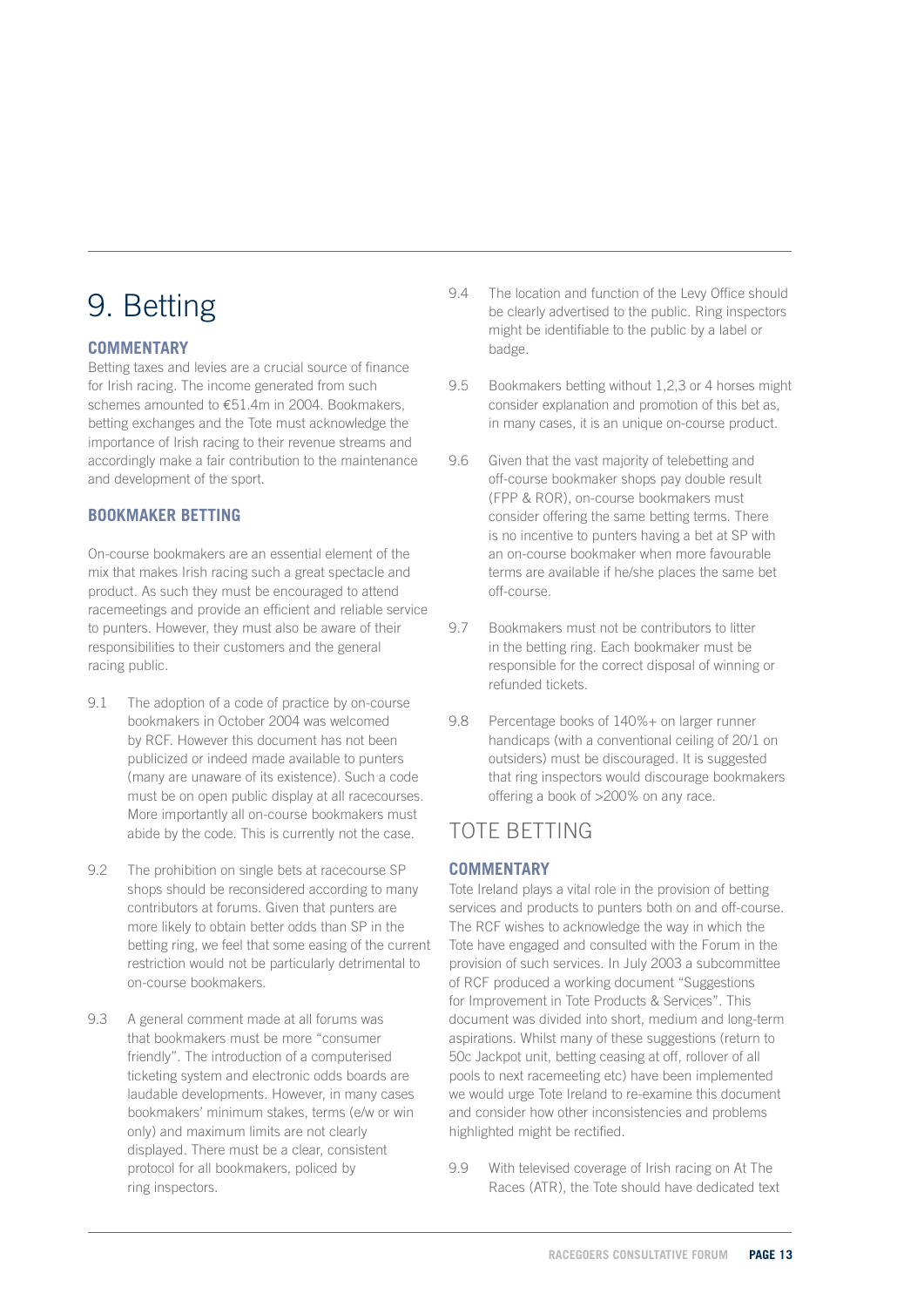# 9. Betting

### COMMENTARY

Betting taxes and levies are a crucial source of finance for Irish racing. The income generated from such schemes amounted to €51.4m in 2004. Bookmakers, betting exchanges and the Tote must acknowledge the importance of Irish racing to their revenue streams and accordingly make a fair contribution to the maintenance and development of the sport.

### BOOKMAKER BETTING

On-course bookmakers are an essential element of the mix that makes Irish racing such a great spectacle and product. As such they must be encouraged to attend racemeetings and provide an efficient and reliable service to punters. However, they must also be aware of their responsibilities to their customers and the general racing public.

9.1 The adoption of a code of practice by on-course bookmakers in October 2004 was welcomed by RCF. However this document has not been publicized or indeed made available to punters (many are unaware of its existence). Such a code must be on open public display at all racecourses. More importantly all on-course bookmakers must abide by the code. This is currently not the case.

9.2 The prohibition on single bets at racecourse SP shops should be reconsidered according to many contributors at forums. Given that punters are more likely to obtain better odds than SP in the betting ring, we feel that some easing of the current restriction would not be particularly detrimental to on-course bookmakers.

9.3 A general comment made at all forums was that bookmakers must be more "consumer friendly". The introduction of a computerised ticketing system and electronic odds boards are laudable developments. However, in many cases bookmakers' minimum stakes, terms (e/w or win only) and maximum limits are not clearly displayed. There must be a clear, consistent protocol for all bookmakers, policed by ring inspectors.

9.4 The location and function of the Levy Office should be clearly advertised to the public. Ring inspectors might be identifiable to the public by a label or badge.

9.5 Bookmakers betting without 1,2,3 or 4 horses might consider explanation and promotion of this bet as, in many cases, it is an unique on-course product.

9.6 Given that the vast majority of telebetting and off-course bookmaker shops pay double result (FPP & ROR), on-course bookmakers must consider offering the same betting terms. There is no incentive to punters having a bet at SP with an on-course bookmaker when more favourable terms are available if he/she places the same bet off-course.

9.7 Bookmakers must not be contributors to litter in the betting ring. Each bookmaker must be responsible for the correct disposal of winning or refunded tickets.

9.8 Percentage books of 140%+ on larger runner handicaps (with a conventional ceiling of 20/1 on outsiders) must be discouraged. It is suggested that ring inspectors would discourage bookmakers offering a book of >200% on any race.

## TOTE BETTING

### COMMENTARY

Tote Ireland plays a vital role in the provision of betting services and products to punters both on and off-course. The RCF wishes to acknowledge the way in which the Tote have engaged and consulted with the Forum in the provision of such services. In July 2003 a subcommittee of RCF produced a working document "Suggestions for Improvement in Tote Products & Services". This document was divided into short, medium and long-term aspirations. Whilst many of these suggestions (return to 50c Jackpot unit, betting ceasing at off, rollover of all pools to next racemeeting etc) have been implemented we would urge Tote Ireland to re-examine this document and consider how other inconsistencies and problems highlighted might be rectified.

9.9 With televised coverage of Irish racing on At The Races (ATR), the Tote should have dedicated text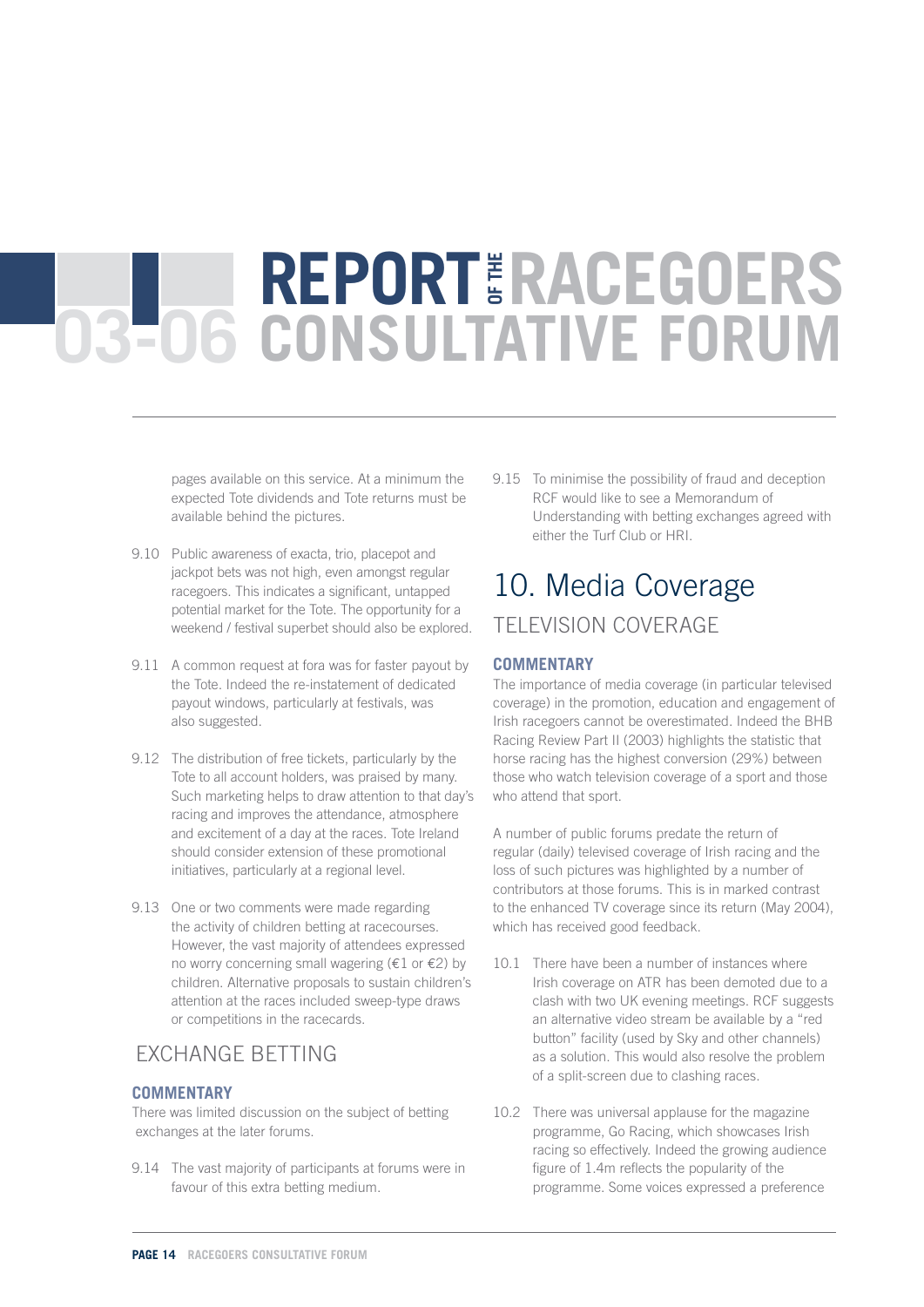pages available on this service. At a minimum the expected Tote dividends and Tote returns must be available behind the pictures.

9.10 Public awareness of exacta, trio, placepot and jackpot bets was not high, even amongst regular racegoers. This indicates a significant, untapped potential market for the Tote. The opportunity for a weekend / festival superbet should also be explored.

9.11 A common request at fora was for faster payout by the Tote. Indeed the re-instatement of dedicated payout windows, particularly at festivals, was also suggested.

9.12 The distribution of free tickets, particularly by the Tote to all account holders, was praised by many. Such marketing helps to draw attention to that day's racing and improves the attendance, atmosphere and excitement of a day at the races. Tote Ireland should consider extension of these promotional initiatives, particularly at a regional level.

9.13 One or two comments were made regarding the activity of children betting at racecourses. However, the vast majority of attendees expressed no worry concerning small wagering (€1 or €2) by children. Alternative proposals to sustain children's attention at the races included sweep-type draws or competitions in the racecards.

## EXCHANGE BETTING

### COMMENTARY

There was limited discussion on the subject of betting exchanges at the later forums.

9.14 The vast majority of participants at forums were in favour of this extra betting medium.

9.15 To minimise the possibility of fraud and deception RCF would like to see a Memorandum of Understanding with betting exchanges agreed with either the Turf Club or HRI.

# 10. Media Coverage

## TELEVISION COVERAGE

### COMMENTARY

The importance of media coverage (in particular televised coverage) in the promotion, education and engagement of Irish racegoers cannot be overestimated. Indeed the BHB Racing Review Part II (2003) highlights the statistic that horse racing has the highest conversion (29%) between those who watch television coverage of a sport and those who attend that sport.

A number of public forums predate the return of regular (daily) televised coverage of Irish racing and the loss of such pictures was highlighted by a number of contributors at those forums. This is in marked contrast to the enhanced TV coverage since its return (May 2004), which has received good feedback.

10.1 There have been a number of instances where Irish coverage on ATR has been demoted due to a clash with two UK evening meetings. RCF suggests an alternative video stream be available by a "red button" facility (used by Sky and other channels) as a solution. This would also resolve the problem of a split-screen due to clashing races.

10.2 There was universal applause for the magazine programme, Go Racing, which showcases Irish racing so effectively. Indeed the growing audience figure of 1.4m reflects the popularity of the programme. Some voices expressed a preference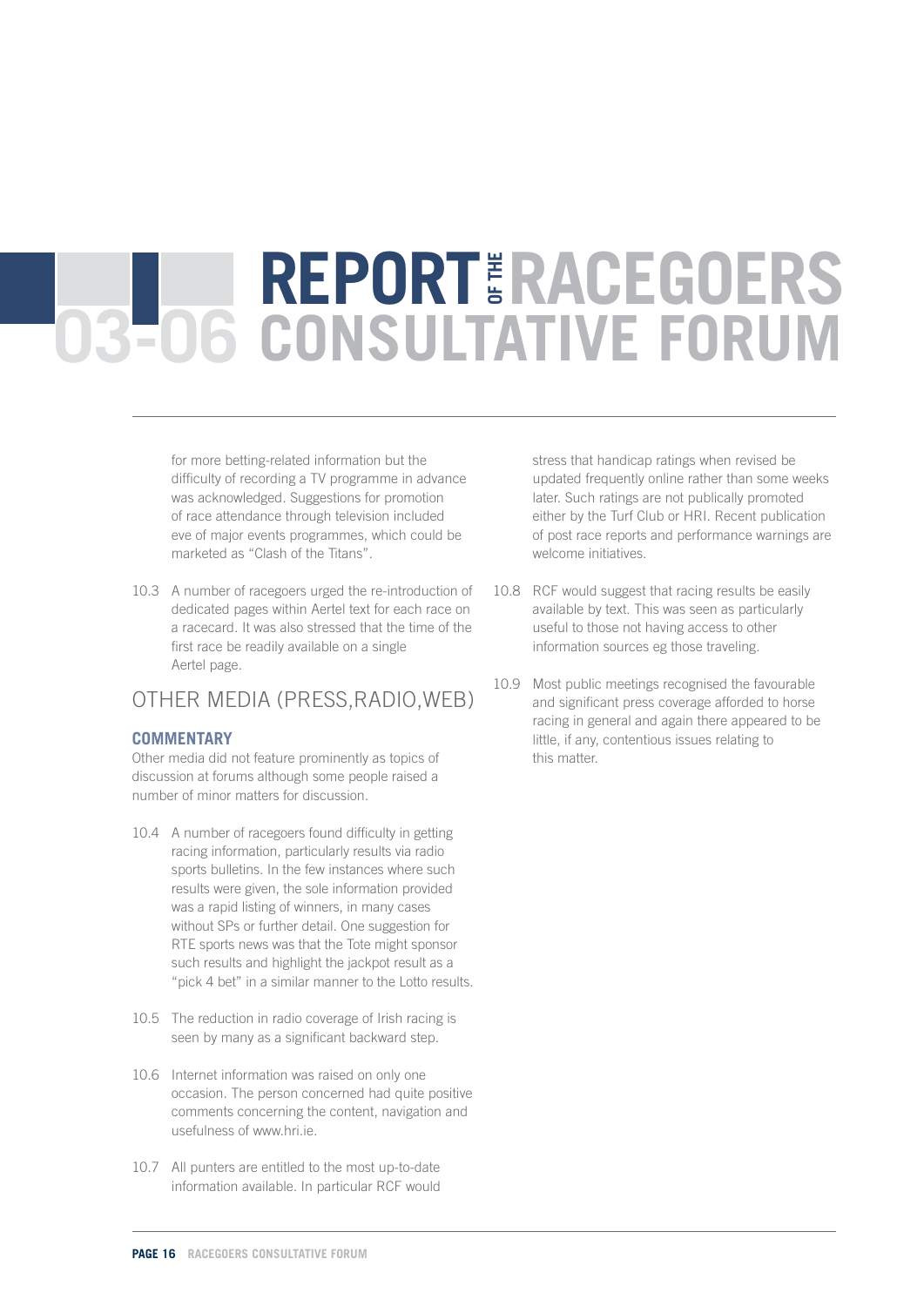for more betting-related information but the difficulty of recording a TV programme in advance was acknowledged. Suggestions for promotion of race attendance through television included eve of major events programmes, which could be marketed as "Clash of the Titans".

10.3 A number of racegoers urged the re-introduction of dedicated pages within Aertel text for each race on a racecard. It was also stressed that the time of the first race be readily available on a single Aertel page.

## OTHER MEDIA (PRESS,RADIO,WEB)

### COMMENTARY

Other media did not feature prominently as topics of discussion at forums although some people raised a number of minor matters for discussion.

10.4 A number of racegoers found difficulty in getting racing information, particularly results via radio sports bulletins. In the few instances where such results were given, the sole information provided was a rapid listing of winners, in many cases without SPs or further detail. One suggestion for RTE sports news was that the Tote might sponsor such results and highlight the jackpot result as a "pick 4 bet" in a similar manner to the Lotto results.

10.5 The reduction in radio coverage of Irish racing is seen by many as a significant backward step.

10.6 Internet information was raised on only one occasion. The person concerned had quite positive comments concerning the content, navigation and usefulness of www.hri.ie.

10.7 All punters are entitled to the most up-to-date information available. In particular RCF would stress that handicap ratings when revised be updated frequently online rather than some weeks later. Such ratings are not publically promoted either by the Turf Club or HRI. Recent publication of post race reports and performance warnings are welcome initiatives.

10.8 RCF would suggest that racing results be easily available by text. This was seen as particularly useful to those not having access to other information sources eg those traveling.

10.9 Most public meetings recognised the favourable and significant press coverage afforded to horse racing in general and again there appeared to be little, if any, contentious issues relating to this matter.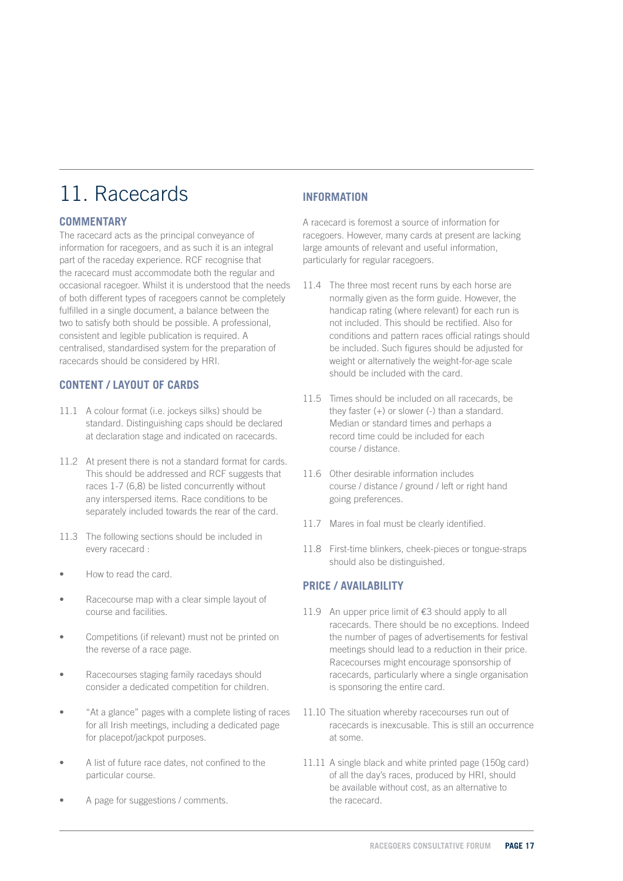# 11. Racecards

### COMMENTARY

The racecard acts as the principal conveyance of information for racegoers, and as such it is an integral part of the raceday experience. RCF recognise that the racecard must accommodate both the regular and occasional racegoer. Whilst it is understood that the needs of both different types of racegoers cannot be completely fulfilled in a single document, a balance between the two to satisfy both should be possible. A professional, consistent and legible publication is required. A centralised, standardised system for the preparation of racecards should be considered by HRI.

### CONTENT / LAYOUT OF CARDS

11.1 A colour format (i.e. jockeys silks) should be standard. Distinguishing caps should be declared at declaration stage and indicated on racecards.

11.2 At present there is not a standard format for cards. This should be addressed and RCF suggests that races 1-7 (6,8) be listed concurrently without any interspersed items. Race conditions to be separately included towards the rear of the card.

11.3 The following sections should be included in every racecard :

- How to read the card.
- Racecourse map with a clear simple layout of course and facilities.
- Competitions (if relevant) must not be printed on the reverse of a race page.
- Racecourses staging family racedays should consider a dedicated competition for children.
- "At a glance" pages with a complete listing of races for all Irish meetings, including a dedicated page for placepot/jackpot purposes.
- A list of future race dates, not confined to the particular course.
- A page for suggestions / comments.

### INFORMATION

A racecard is foremost a source of information for racegoers. However, many cards at present are lacking large amounts of relevant and useful information, particularly for regular racegoers.

11.4 The three most recent runs by each horse are normally given as the form guide. However, the handicap rating (where relevant) for each run is not included. This should be rectified. Also for conditions and pattern races official ratings should be included. Such figures should be adjusted for weight or alternatively the weight-for-age scale should be included with the card.

11.5 Times should be included on all racecards, be they faster (+) or slower (-) than a standard. Median or standard times and perhaps a record time could be included for each course / distance.

11.6 Other desirable information includes course / distance / ground / left or right hand going preferences.

11.7 Mares in foal must be clearly identified.

11.8 First-time blinkers, cheek-pieces or tongue-straps should also be distinguished.

### PRICE / AVAILABILITY

11.9 An upper price limit of €3 should apply to all racecards. There should be no exceptions. Indeed the number of pages of advertisements for festival meetings should lead to a reduction in their price. Racecourses might encourage sponsorship of racecards, particularly where a single organisation is sponsoring the entire card.

11.10 The situation whereby racecourses run out of racecards is inexcusable. This is still an occurrence at some.

11.11 A single black and white printed page (150g card) of all the day's races, produced by HRI, should be available without cost, as an alternative to the racecard.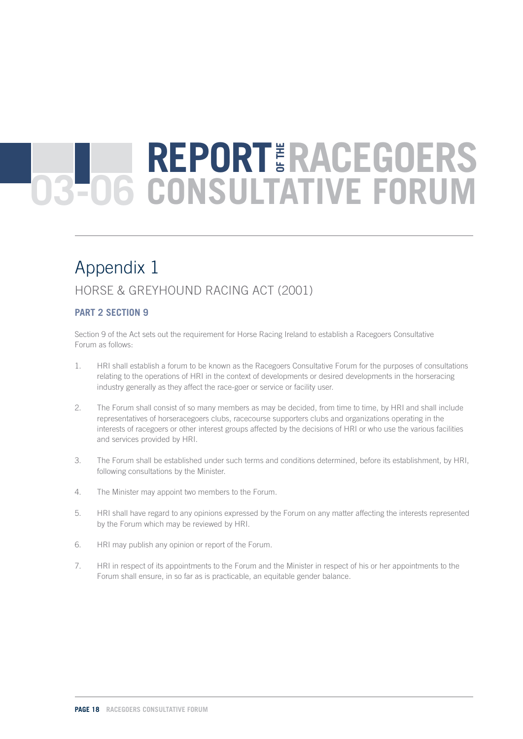# Appendix 1

## HORSE & GREYHOUND RACING ACT (2001)

### PART 2 SECTION 9

Section 9 of the Act sets out the requirement for Horse Racing Ireland to establish a Racegoers Consultative Forum as follows:

1. HRI shall establish a forum to be known as the Racegoers Consultative Forum for the purposes of consultations relating to the operations of HRI in the context of developments or desired developments in the horseracing industry generally as they affect the race-goer or service or facility user.

2. The Forum shall consist of so many members as may be decided, from time to time, by HRI and shall include representatives of horseracegoers clubs, racecourse supporters clubs and organizations operating in the interests of racegoers or other interest groups affected by the decisions of HRI or who use the various facilities and services provided by HRI.

3. The Forum shall be established under such terms and conditions determined, before its establishment, by HRI, following consultations by the Minister.

4. The Minister may appoint two members to the Forum.

5. HRI shall have regard to any opinions expressed by the Forum on any matter affecting the interests represented by the Forum which may be reviewed by HRI.

6. HRI may publish any opinion or report of the Forum.

7. HRI in respect of its appointments to the Forum and the Minister in respect of his or her appointments to the Forum shall ensure, in so far as is practicable, an equitable gender balance.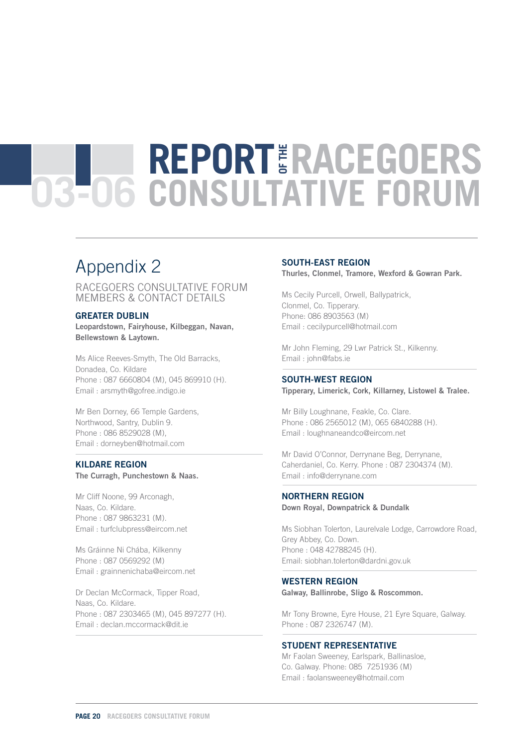# Appendix 2

## RACEGOERS CONSULTATIVE FORUM MEMBERS & CONTACT DETAILS

### GREATER DUBLIN

**Leopardstown, Fairyhouse, Kilbeggan, Navan, Bellewstown & Laytown.**

Ms Alice Reeves-Smyth, The Old Barracks,
Donadea, Co. Kildare
Phone : 087 6660804 (M), 045 869910 (H).
Email : arsmyth@gofree.indigo.ie

Mr Ben Dorney, 66 Temple Gardens,
Northwood, Santry, Dublin 9.
Phone : 086 8529028 (M),
Email : dorneyben@hotmail.com

### KILDARE REGION

**The Curragh, Punchestown & Naas.**

Mr Cliff Noone, 99 Arconagh,
Naas, Co. Kildare.
Phone : 087 9863231 (M).
Email : turfclubpress@eircom.net

Ms Gráinne Ni Chába, Kilkenny
Phone : 087 0569292 (M)
Email : grainnenichaba@eircom.net

Dr Declan McCormack, Tipper Road,
Naas, Co. Kildare.
Phone : 087 2303465 (M), 045 897277 (H).
Email : declan.mccormack@dit.ie

### SOUTH-EAST REGION

**Thurles, Clonmel, Tramore, Wexford & Gowran Park.**

Ms Cecily Purcell, Orwell, Ballypatrick,
Clonmel, Co. Tipperary.
Phone: 086 8903563 (M)
Email : cecilypurcell@hotmail.com

Mr John Fleming, 29 Lwr Patrick St., Kilkenny.
Email : john@fabs.ie

### SOUTH-WEST REGION

**Tipperary, Limerick, Cork, Killarney, Listowel & Tralee.**

Mr Billy Loughnane, Feakle, Co. Clare.
Phone : 086 2565012 (M), 065 6840288 (H).
Email : loughnaneandco@eircom.net

Mr David O'Connor, Derrynane Beg, Derrynane,
Caherdaniel, Co. Kerry. Phone : 087 2304374 (M).
Email : info@derrynane.com

### NORTHERN REGION

**Down Royal, Downpatrick & Dundalk**

Ms Siobhan Tolerton, Laurelvale Lodge, Carrowdore Road,
Grey Abbey, Co. Down.
Phone : 048 42788245 (H).
Email: siobhan.tolerton@dardni.gov.uk

### WESTERN REGION

**Galway, Ballinrobe, Sligo & Roscommon.**

Mr Tony Browne, Eyre House, 21 Eyre Square, Galway.
Phone : 087 2326747 (M).

### STUDENT REPRESENTATIVE

Mr Faolan Sweeney, Earlspark, Ballinasloe,
Co. Galway. Phone: 085 7251936 (M)
Email : faolansweeney@hotmail.com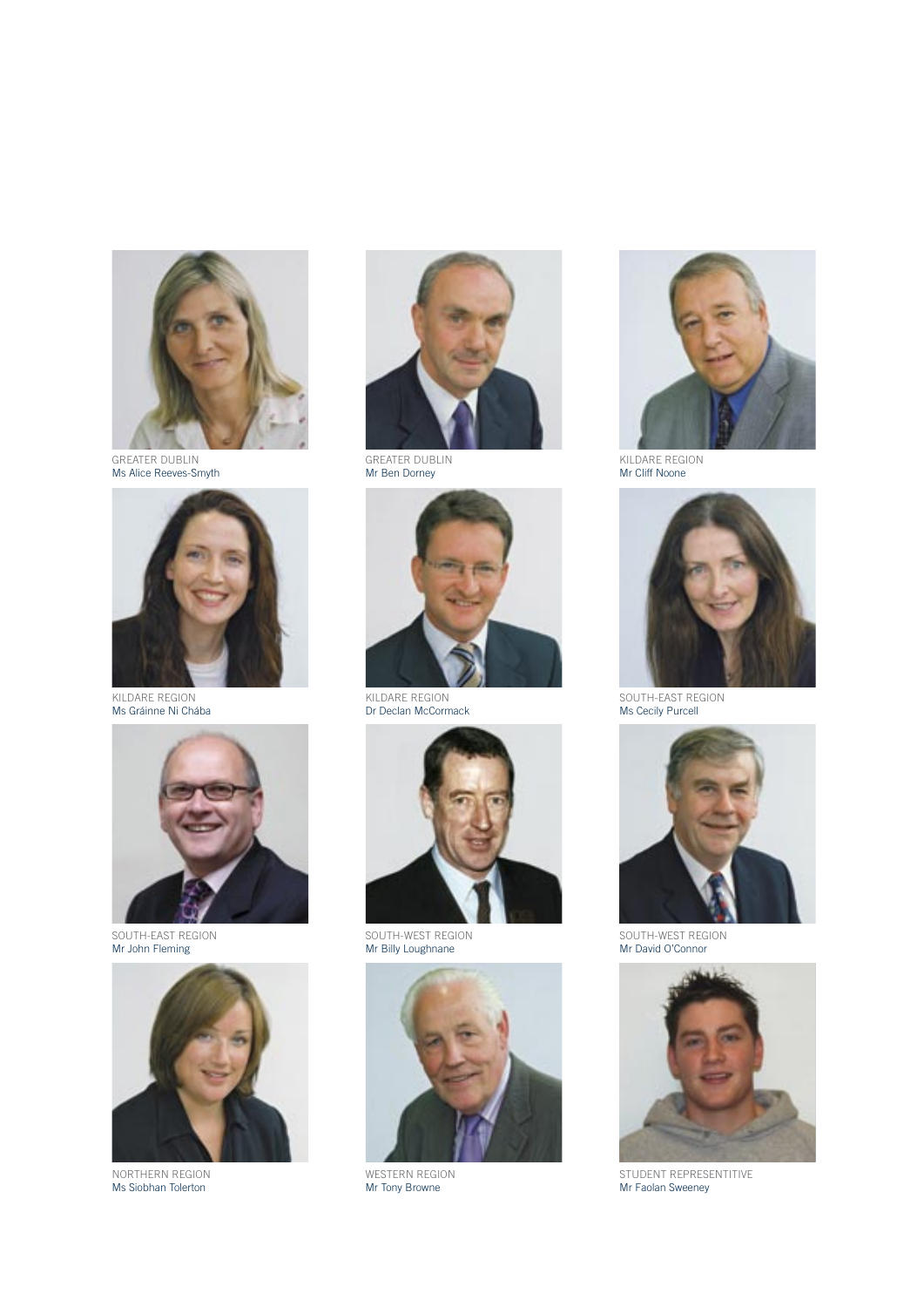GREATER DUBLIN
Ms Alice Reeves-Smyth

GREATER DUBLIN
Mr Ben Dorney

KILDARE REGION
Mr Cliff Noone

KILDARE REGION
Ms Gráinne Ni Chába

KILDARE REGION
Dr Declan McCormack

SOUTH-EAST REGION
Ms Cecily Purcell

SOUTH-EAST REGION
Mr John Fleming

SOUTH-WEST REGION
Mr Billy Loughnane

SOUTH-WEST REGION
Mr David O'Connor

NORTHERN REGION
Ms Siobhan Tolerton

WESTERN REGION
Mr Tony Browne

STUDENT REPRESENTITIVE
Mr Faolan Sweeney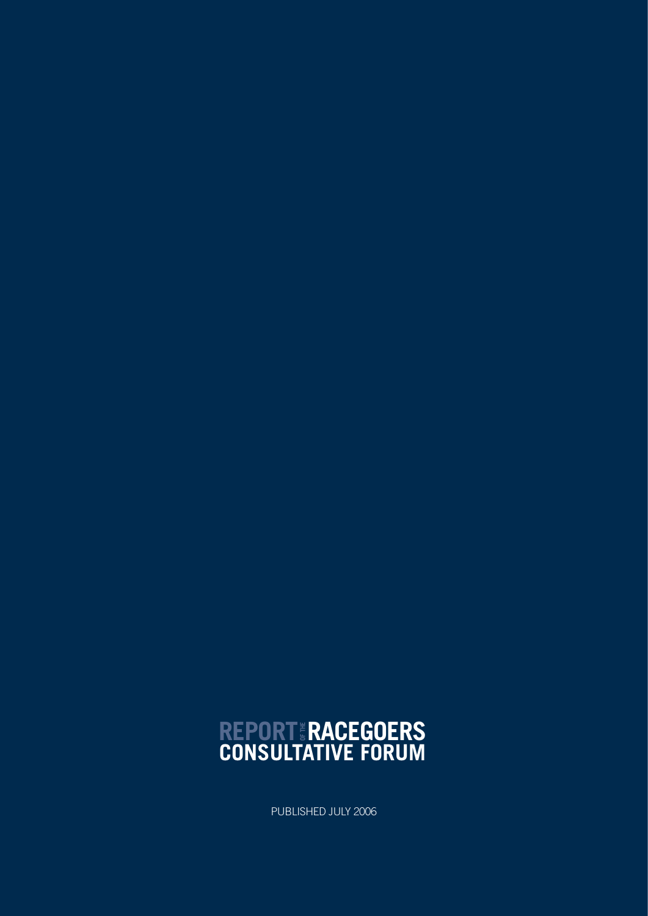# REPORT OF THE RACEGOERS CONSULTATIVE FORUM

PUBLISHED JULY 2006